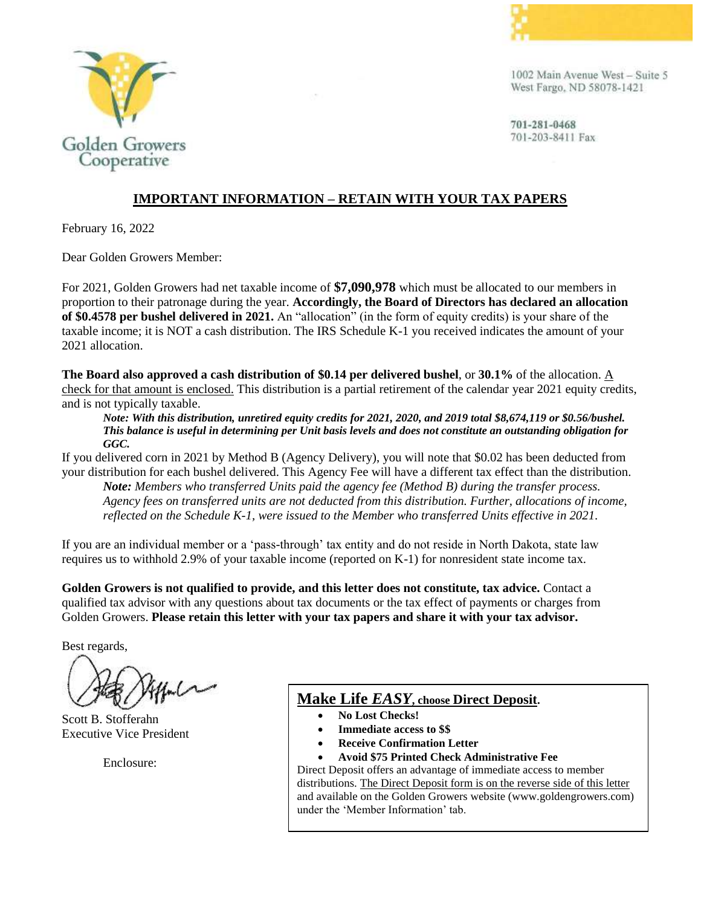Golden Growers Cooperative

1002 Main Avenue West – Suite 5
West Fargo, ND 58078-1421

**701-281-0468**
701-203-8411 Fax

## IMPORTANT INFORMATION – RETAIN WITH YOUR TAX PAPERS

February 16, 2022

Dear Golden Growers Member:

For 2021, Golden Growers had net taxable income of **$7,090,978** which must be allocated to our members in proportion to their patronage during the year. **Accordingly, the Board of Directors has declared an allocation of $0.4578 per bushel delivered in 2021.** An "allocation" (in the form of equity credits) is your share of the taxable income; it is NOT a cash distribution. The IRS Schedule K-1 you received indicates the amount of your 2021 allocation.

**The Board also approved a cash distribution of $0.14 per delivered bushel**, or **30.1%** of the allocation. A check for that amount is enclosed. This distribution is a partial retirement of the calendar year 2021 equity credits, and is not typically taxable.

> ***Note: With this distribution, unretired equity credits for 2021, 2020, and 2019 total $8,674,119 or $0.56/bushel. This balance is useful in determining per Unit basis levels and does not constitute an outstanding obligation for GGC.***

If you delivered corn in 2021 by Method B (Agency Delivery), you will note that $0.02 has been deducted from your distribution for each bushel delivered. This Agency Fee will have a different tax effect than the distribution.

> ***Note:*** *Members who transferred Units paid the agency fee (Method B) during the transfer process. Agency fees on transferred units are not deducted from this distribution. Further, allocations of income, reflected on the Schedule K-1, were issued to the Member who transferred Units effective in 2021.*

If you are an individual member or a 'pass-through' tax entity and do not reside in North Dakota, state law requires us to withhold 2.9% of your taxable income (reported on K-1) for nonresident state income tax.

**Golden Growers is not qualified to provide, and this letter does not constitute, tax advice.** Contact a qualified tax advisor with any questions about tax documents or the tax effect of payments or charges from Golden Growers. **Please retain this letter with your tax papers and share it with your tax advisor.**

Best regards,

Scott B. Stofferahn
Executive Vice President

Enclosure:

**Make Life *EASY*, choose Direct Deposit.**

- **No Lost Checks!**
- **Immediate access to $$**
- **Receive Confirmation Letter**
- **Avoid $75 Printed Check Administrative Fee**

Direct Deposit offers an advantage of immediate access to member distributions. The Direct Deposit form is on the reverse side of this letter and available on the Golden Growers website (www.goldengrowers.com) under the 'Member Information' tab.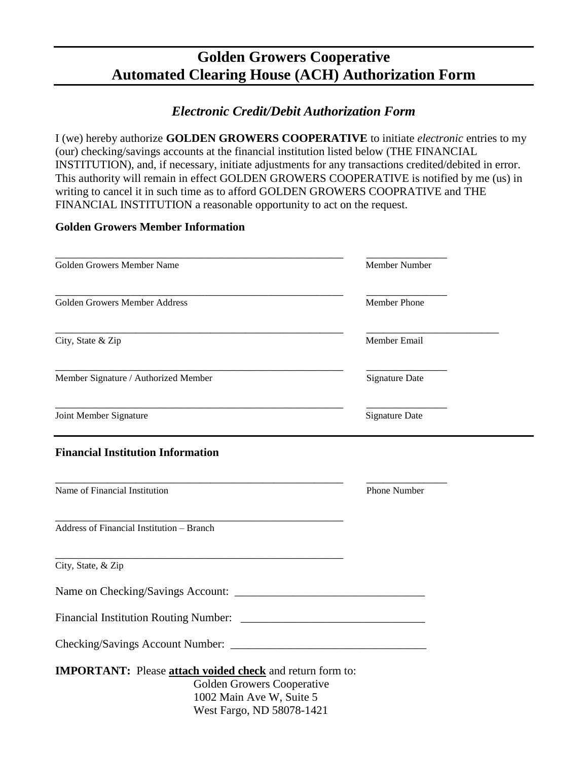# Golden Growers Cooperative
# Automated Clearing House (ACH) Authorization Form

## *Electronic Credit/Debit Authorization Form*

I (we) hereby authorize **GOLDEN GROWERS COOPERATIVE** to initiate *electronic* entries to my (our) checking/savings accounts at the financial institution listed below (THE FINANCIAL INSTITUTION), and, if necessary, initiate adjustments for any transactions credited/debited in error. This authority will remain in effect GOLDEN GROWERS COOPERATIVE is notified by me (us) in writing to cancel it in such time as to afford GOLDEN GROWERS COOPRATIVE and THE FINANCIAL INSTITUTION a reasonable opportunity to act on the request.

**Golden Growers Member Information**

| | |
|---|---|
| ______________________________________________________ | _______________ |
| Golden Growers Member Name | Member Number |
| ______________________________________________________ | _______________ |
| Golden Growers Member Address | Member Phone |
| ______________________________________________________ | _________________________ |
| City, State & Zip | Member Email |
| ______________________________________________________ | _______________ |
| Member Signature / Authorized Member | Signature Date |
| ______________________________________________________ | _______________ |
| Joint Member Signature | Signature Date |

**Financial Institution Information**

| | |
|---|---|
| ______________________________________________________ | _______________ |
| Name of Financial Institution | Phone Number |
| ______________________________________________________ | |
| Address of Financial Institution – Branch | |
| ______________________________________________________ | |
| City, State, & Zip | |

Name on Checking/Savings Account: ________________________________

Financial Institution Routing Number: _______________________________

Checking/Savings Account Number: _________________________________

**IMPORTANT:** Please **<u>attach voided check</u>** and return form to:

Golden Growers Cooperative
1002 Main Ave W, Suite 5
West Fargo, ND 58078-1421